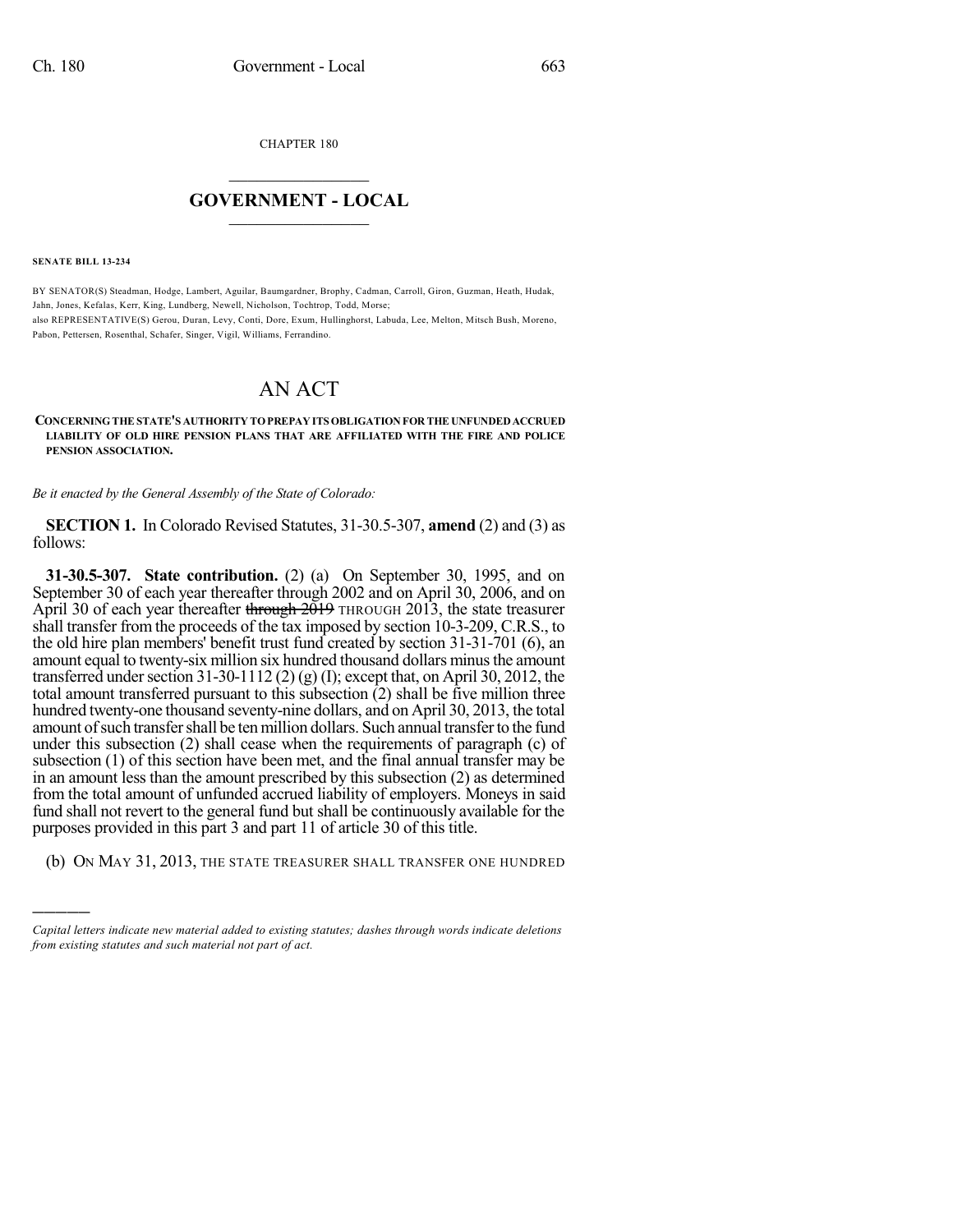CHAPTER 180

# GOVERNMENT - LOCAL

**SENATE BILL 13-234**

BY SENATOR(S) Steadman, Hodge, Lambert, Aguilar, Baumgardner, Brophy, Cadman, Carroll, Giron, Guzman, Heath, Hudak, Jahn, Jones, Kefalas, Kerr, King, Lundberg, Newell, Nicholson, Tochtrop, Todd, Morse;
also REPRESENTATIVE(S) Gerou, Duran, Levy, Conti, Dore, Exum, Hullinghorst, Labuda, Lee, Melton, Mitsch Bush, Moreno, Pabon, Pettersen, Rosenthal, Schafer, Singer, Vigil, Williams, Ferrandino.

# AN ACT

**CONCERNING THE STATE'S AUTHORITY TO PREPAY ITS OBLIGATION FOR THE UNFUNDED ACCRUED LIABILITY OF OLD HIRE PENSION PLANS THAT ARE AFFILIATED WITH THE FIRE AND POLICE PENSION ASSOCIATION.**

*Be it enacted by the General Assembly of the State of Colorado:*

**SECTION 1.** In Colorado Revised Statutes, 31-30.5-307, **amend** (2) and (3) as follows:

**31-30.5-307. State contribution.** (2) (a) On September 30, 1995, and on September 30 of each year thereafter through 2002 and on April 30, 2006, and on April 30 of each year thereafter ~~through 2019~~ THROUGH 2013, the state treasurer shall transfer from the proceeds of the tax imposed by section 10-3-209, C.R.S., to the old hire plan members' benefit trust fund created by section 31-31-701 (6), an amount equal to twenty-six million six hundred thousand dollars minus the amount transferred under section 31-30-1112 (2) (g) (I); except that, on April 30, 2012, the total amount transferred pursuant to this subsection (2) shall be five million three hundred twenty-one thousand seventy-nine dollars, and on April 30, 2013, the total amount of such transfer shall be ten million dollars. Such annual transfer to the fund under this subsection (2) shall cease when the requirements of paragraph (c) of subsection (1) of this section have been met, and the final annual transfer may be in an amount less than the amount prescribed by this subsection (2) as determined from the total amount of unfunded accrued liability of employers. Moneys in said fund shall not revert to the general fund but shall be continuously available for the purposes provided in this part 3 and part 11 of article 30 of this title.

(b) ON MAY 31, 2013, THE STATE TREASURER SHALL TRANSFER ONE HUNDRED

---

*Capital letters indicate new material added to existing statutes; dashes through words indicate deletions from existing statutes and such material not part of act.*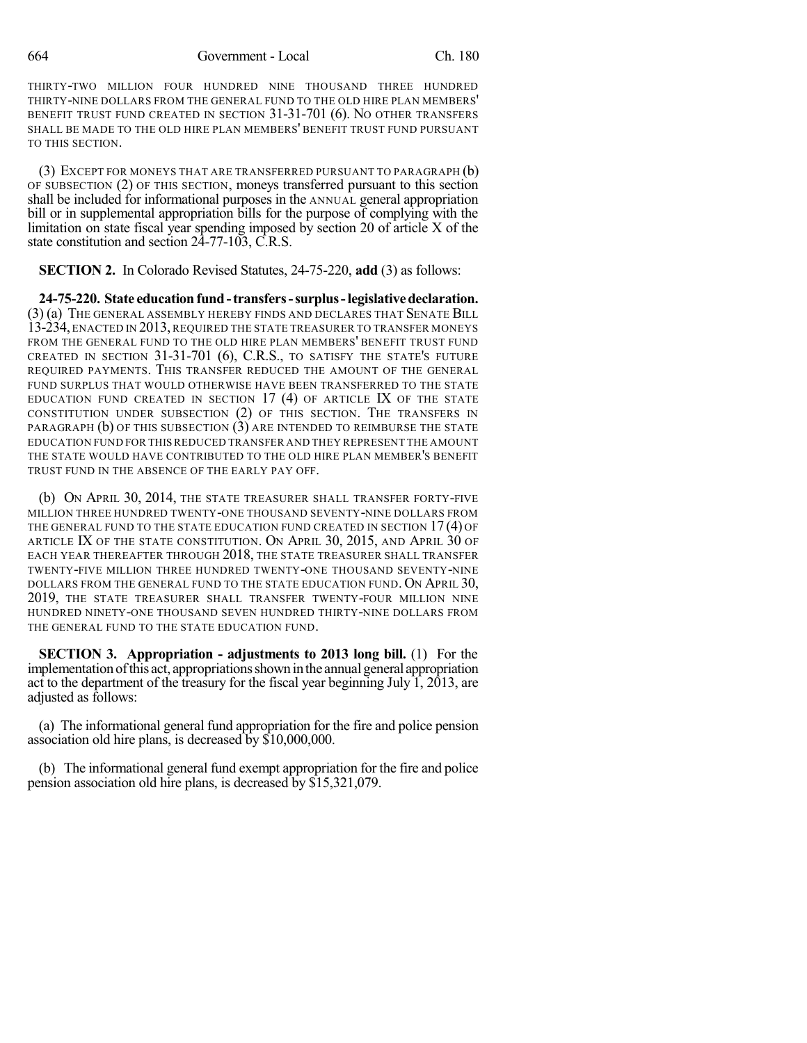THIRTY-TWO MILLION FOUR HUNDRED NINE THOUSAND THREE HUNDRED THIRTY-NINE DOLLARS FROM THE GENERAL FUND TO THE OLD HIRE PLAN MEMBERS' BENEFIT TRUST FUND CREATED IN SECTION 31-31-701 (6). NO OTHER TRANSFERS SHALL BE MADE TO THE OLD HIRE PLAN MEMBERS' BENEFIT TRUST FUND PURSUANT TO THIS SECTION.

(3) EXCEPT FOR MONEYS THAT ARE TRANSFERRED PURSUANT TO PARAGRAPH (b) OF SUBSECTION (2) OF THIS SECTION, moneys transferred pursuant to this section shall be included for informational purposes in the ANNUAL general appropriation bill or in supplemental appropriation bills for the purpose of complying with the limitation on state fiscal year spending imposed by section 20 of article X of the state constitution and section 24-77-103, C.R.S.

**SECTION 2.** In Colorado Revised Statutes, 24-75-220, **add** (3) as follows:

**24-75-220. State education fund - transfers - surplus - legislative declaration.** (3) (a) THE GENERAL ASSEMBLY HEREBY FINDS AND DECLARES THAT SENATE BILL 13-234, ENACTED IN 2013, REQUIRED THE STATE TREASURER TO TRANSFER MONEYS FROM THE GENERAL FUND TO THE OLD HIRE PLAN MEMBERS' BENEFIT TRUST FUND CREATED IN SECTION 31-31-701 (6), C.R.S., TO SATISFY THE STATE'S FUTURE REQUIRED PAYMENTS. THIS TRANSFER REDUCED THE AMOUNT OF THE GENERAL FUND SURPLUS THAT WOULD OTHERWISE HAVE BEEN TRANSFERRED TO THE STATE EDUCATION FUND CREATED IN SECTION 17 (4) OF ARTICLE IX OF THE STATE CONSTITUTION UNDER SUBSECTION (2) OF THIS SECTION. THE TRANSFERS IN PARAGRAPH (b) OF THIS SUBSECTION (3) ARE INTENDED TO REIMBURSE THE STATE EDUCATION FUND FOR THIS REDUCED TRANSFER AND THEY REPRESENT THE AMOUNT THE STATE WOULD HAVE CONTRIBUTED TO THE OLD HIRE PLAN MEMBER'S BENEFIT TRUST FUND IN THE ABSENCE OF THE EARLY PAY OFF.

(b) ON APRIL 30, 2014, THE STATE TREASURER SHALL TRANSFER FORTY-FIVE MILLION THREE HUNDRED TWENTY-ONE THOUSAND SEVENTY-NINE DOLLARS FROM THE GENERAL FUND TO THE STATE EDUCATION FUND CREATED IN SECTION 17 (4) OF ARTICLE IX OF THE STATE CONSTITUTION. ON APRIL 30, 2015, AND APRIL 30 OF EACH YEAR THEREAFTER THROUGH 2018, THE STATE TREASURER SHALL TRANSFER TWENTY-FIVE MILLION THREE HUNDRED TWENTY-ONE THOUSAND SEVENTY-NINE DOLLARS FROM THE GENERAL FUND TO THE STATE EDUCATION FUND. ON APRIL 30, 2019, THE STATE TREASURER SHALL TRANSFER TWENTY-FOUR MILLION NINE HUNDRED NINETY-ONE THOUSAND SEVEN HUNDRED THIRTY-NINE DOLLARS FROM THE GENERAL FUND TO THE STATE EDUCATION FUND.

**SECTION 3. Appropriation - adjustments to 2013 long bill.** (1) For the implementation of this act, appropriations shown in the annual general appropriation act to the department of the treasury for the fiscal year beginning July 1, 2013, are adjusted as follows:

(a) The informational general fund appropriation for the fire and police pension association old hire plans, is decreased by $10,000,000.

(b) The informational general fund exempt appropriation for the fire and police pension association old hire plans, is decreased by $15,321,079.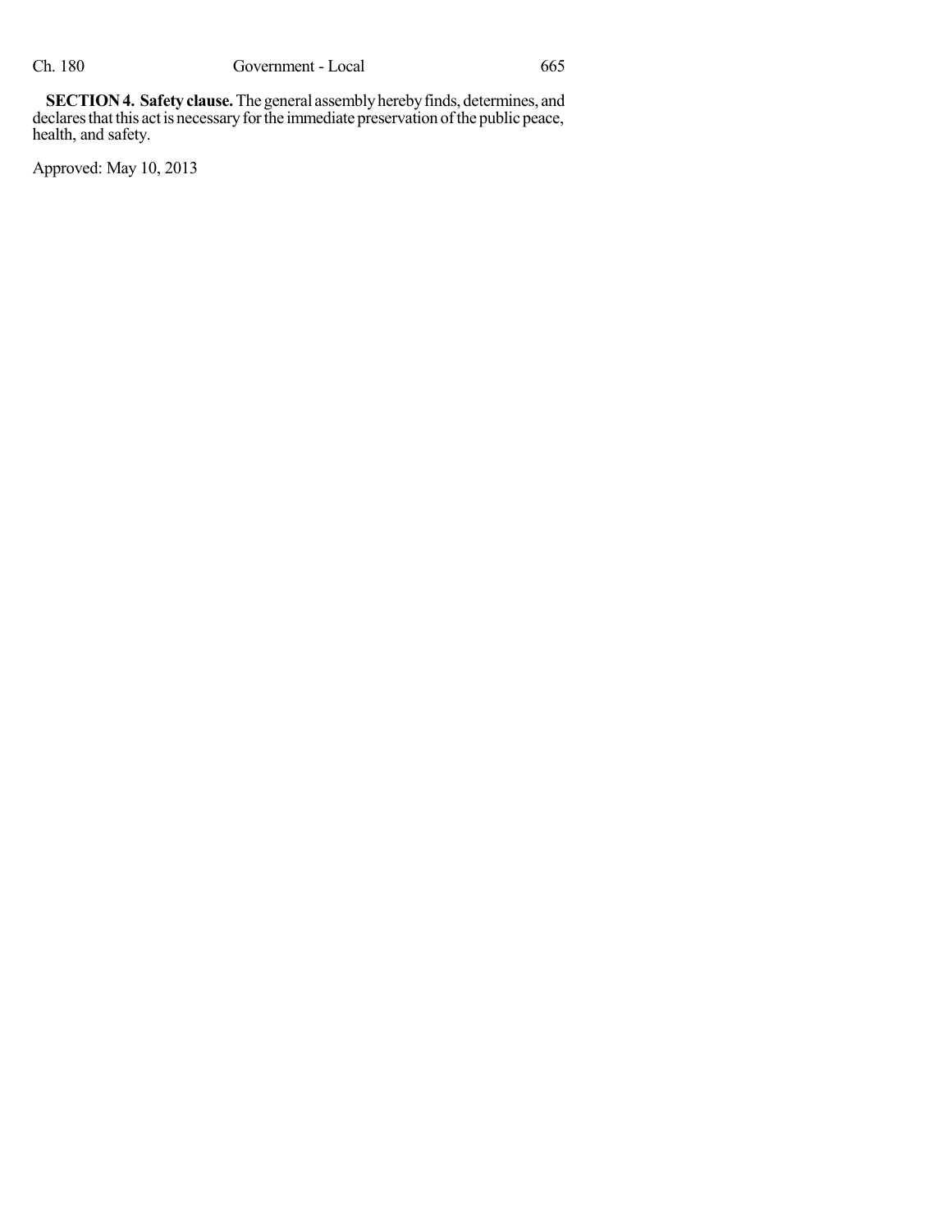**SECTION 4. Safety clause.** The general assembly hereby finds, determines, and declares that this act is necessary for the immediate preservation of the public peace, health, and safety.

Approved: May 10, 2013